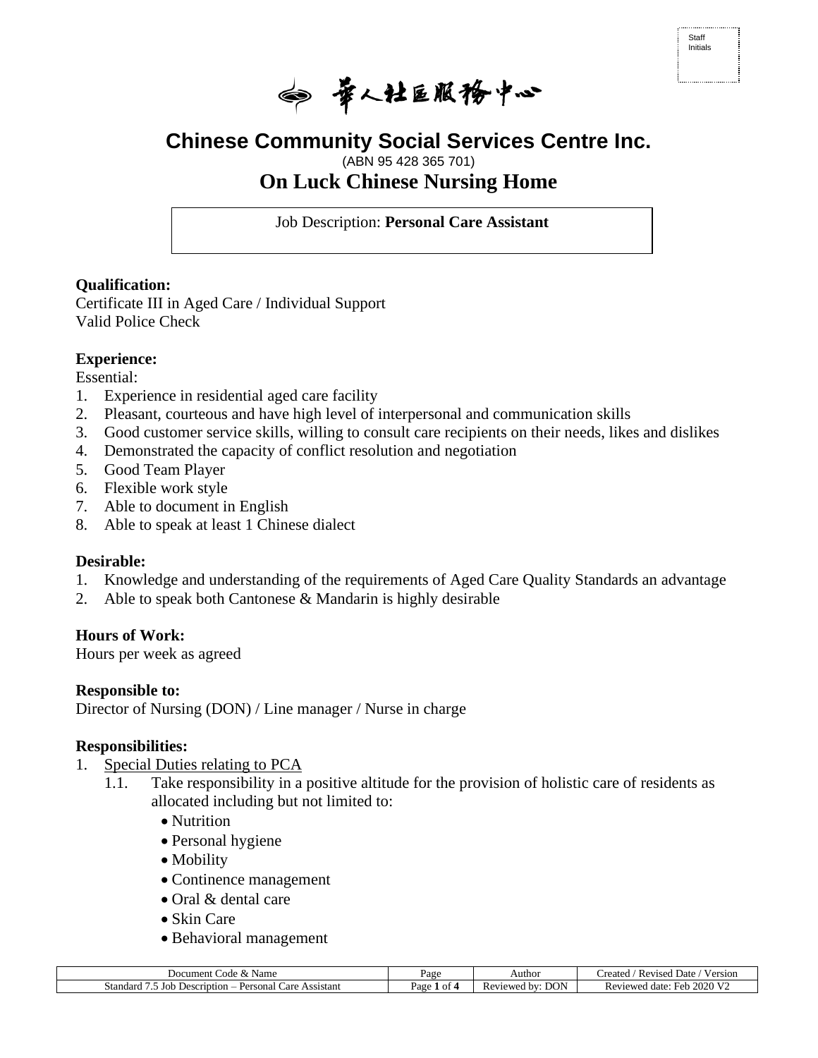Staff Initials

華人社區服務中心

# Chinese Community Social Services Centre Inc.

(ABN 95 428 365 701)

## On Luck Chinese Nursing Home

Job Description: **Personal Care Assistant**

**Qualification:**
Certificate III in Aged Care / Individual Support
Valid Police Check

**Experience:**
Essential:
1. Experience in residential aged care facility
2. Pleasant, courteous and have high level of interpersonal and communication skills
3. Good customer service skills, willing to consult care recipients on their needs, likes and dislikes
4. Demonstrated the capacity of conflict resolution and negotiation
5. Good Team Player
6. Flexible work style
7. Able to document in English
8. Able to speak at least 1 Chinese dialect

**Desirable:**
1. Knowledge and understanding of the requirements of Aged Care Quality Standards an advantage
2. Able to speak both Cantonese & Mandarin is highly desirable

**Hours of Work:**
Hours per week as agreed

**Responsible to:**
Director of Nursing (DON) / Line manager / Nurse in charge

**Responsibilities:**
1. Special Duties relating to PCA
   1.1. Take responsibility in a positive altitude for the provision of holistic care of residents as allocated including but not limited to:
      - Nutrition
      - Personal hygiene
      - Mobility
      - Continence management
      - Oral & dental care
      - Skin Care
      - Behavioral management

| Document Code & Name | Page | Author | Created / Revised Date / Version |
|---|---|---|---|
| Standard 7.5 Job Description – Personal Care Assistant | Page 1 of 4 | Reviewed by: DON | Reviewed date: Feb 2020 V2 |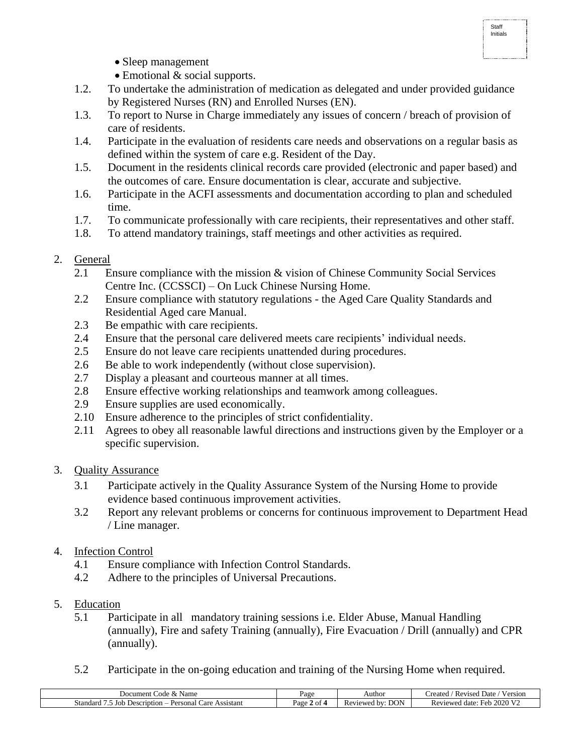- Sleep management
- Emotional & social supports.

1.2. To undertake the administration of medication as delegated and under provided guidance by Registered Nurses (RN) and Enrolled Nurses (EN).

1.3. To report to Nurse in Charge immediately any issues of concern / breach of provision of care of residents.

1.4. Participate in the evaluation of residents care needs and observations on a regular basis as defined within the system of care e.g. Resident of the Day.

1.5. Document in the residents clinical records care provided (electronic and paper based) and the outcomes of care. Ensure documentation is clear, accurate and subjective.

1.6. Participate in the ACFI assessments and documentation according to plan and scheduled time.

1.7. To communicate professionally with care recipients, their representatives and other staff.

1.8. To attend mandatory trainings, staff meetings and other activities as required.

2. General

2.1 Ensure compliance with the mission & vision of Chinese Community Social Services Centre Inc. (CCSSCI) – On Luck Chinese Nursing Home.

2.2 Ensure compliance with statutory regulations - the Aged Care Quality Standards and Residential Aged care Manual.

2.3 Be empathic with care recipients.

2.4 Ensure that the personal care delivered meets care recipients' individual needs.

2.5 Ensure do not leave care recipients unattended during procedures.

2.6 Be able to work independently (without close supervision).

2.7 Display a pleasant and courteous manner at all times.

2.8 Ensure effective working relationships and teamwork among colleagues.

2.9 Ensure supplies are used economically.

2.10 Ensure adherence to the principles of strict confidentiality.

2.11 Agrees to obey all reasonable lawful directions and instructions given by the Employer or a specific supervision.

3. Quality Assurance

3.1 Participate actively in the Quality Assurance System of the Nursing Home to provide evidence based continuous improvement activities.

3.2 Report any relevant problems or concerns for continuous improvement to Department Head / Line manager.

4. Infection Control

4.1 Ensure compliance with Infection Control Standards.

4.2 Adhere to the principles of Universal Precautions.

5. Education

5.1 Participate in all mandatory training sessions i.e. Elder Abuse, Manual Handling (annually), Fire and safety Training (annually), Fire Evacuation / Drill (annually) and CPR (annually).

5.2 Participate in the on-going education and training of the Nursing Home when required.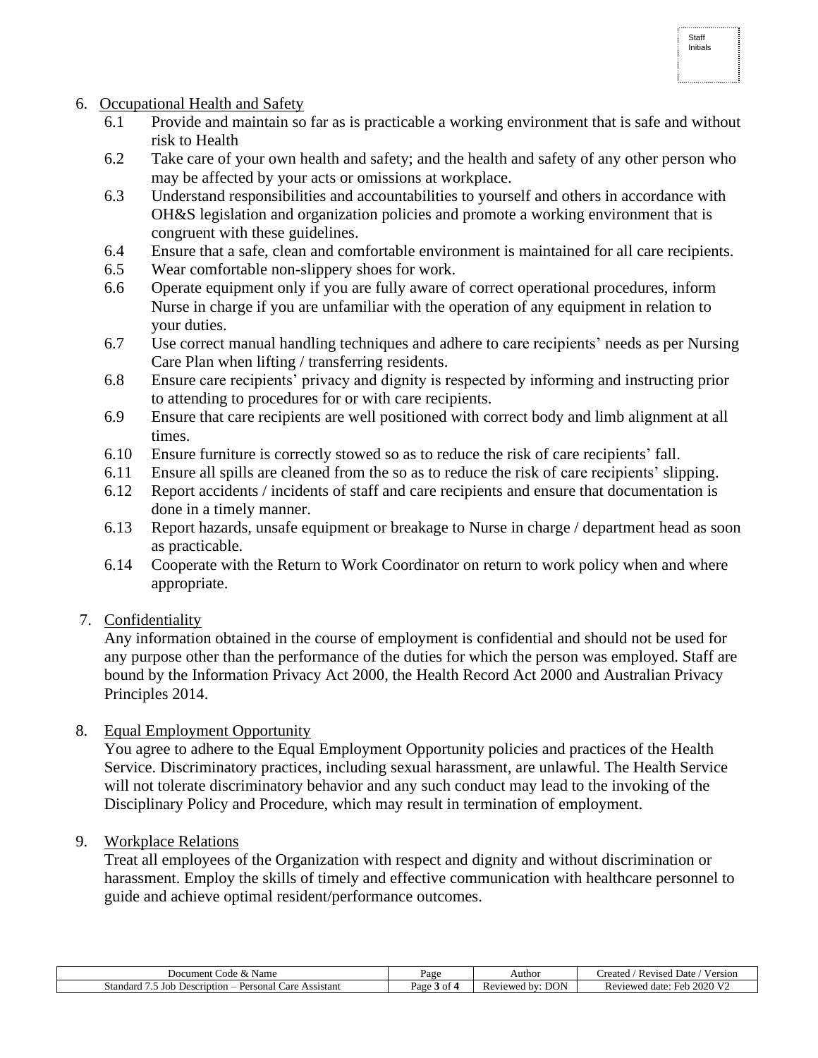6. Occupational Health and Safety
    - 6.1 Provide and maintain so far as is practicable a working environment that is safe and without risk to Health
    - 6.2 Take care of your own health and safety; and the health and safety of any other person who may be affected by your acts or omissions at workplace.
    - 6.3 Understand responsibilities and accountabilities to yourself and others in accordance with OH&S legislation and organization policies and promote a working environment that is congruent with these guidelines.
    - 6.4 Ensure that a safe, clean and comfortable environment is maintained for all care recipients.
    - 6.5 Wear comfortable non-slippery shoes for work.
    - 6.6 Operate equipment only if you are fully aware of correct operational procedures, inform Nurse in charge if you are unfamiliar with the operation of any equipment in relation to your duties.
    - 6.7 Use correct manual handling techniques and adhere to care recipients' needs as per Nursing Care Plan when lifting / transferring residents.
    - 6.8 Ensure care recipients' privacy and dignity is respected by informing and instructing prior to attending to procedures for or with care recipients.
    - 6.9 Ensure that care recipients are well positioned with correct body and limb alignment at all times.
    - 6.10 Ensure furniture is correctly stowed so as to reduce the risk of care recipients' fall.
    - 6.11 Ensure all spills are cleaned from the so as to reduce the risk of care recipients' slipping.
    - 6.12 Report accidents / incidents of staff and care recipients and ensure that documentation is done in a timely manner.
    - 6.13 Report hazards, unsafe equipment or breakage to Nurse in charge / department head as soon as practicable.
    - 6.14 Cooperate with the Return to Work Coordinator on return to work policy when and where appropriate.

7. Confidentiality

    Any information obtained in the course of employment is confidential and should not be used for any purpose other than the performance of the duties for which the person was employed. Staff are bound by the Information Privacy Act 2000, the Health Record Act 2000 and Australian Privacy Principles 2014.

8. Equal Employment Opportunity

    You agree to adhere to the Equal Employment Opportunity policies and practices of the Health Service. Discriminatory practices, including sexual harassment, are unlawful. The Health Service will not tolerate discriminatory behavior and any such conduct may lead to the invoking of the Disciplinary Policy and Procedure, which may result in termination of employment.

9. Workplace Relations

    Treat all employees of the Organization with respect and dignity and without discrimination or harassment. Employ the skills of timely and effective communication with healthcare personnel to guide and achieve optimal resident/performance outcomes.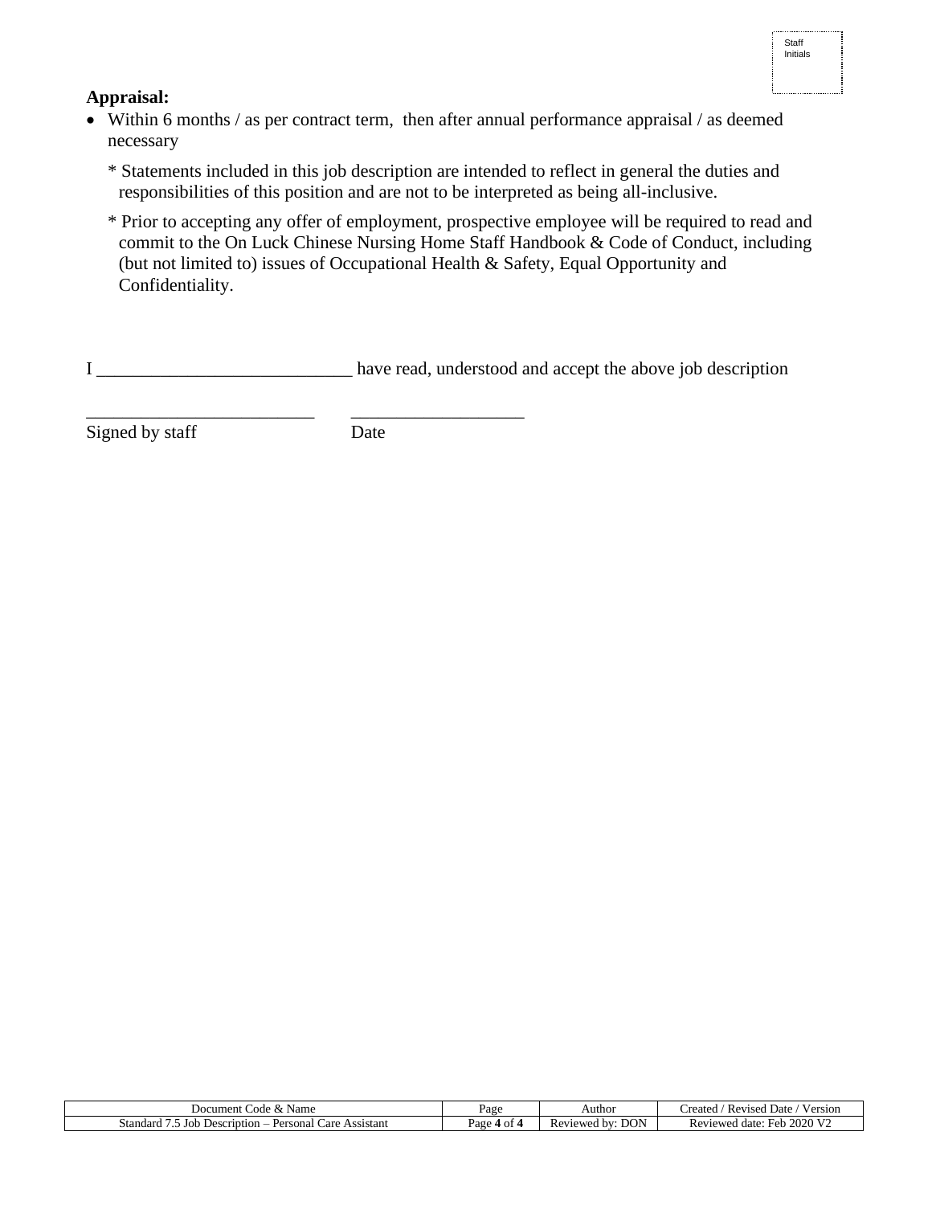Staff Initials

**Appraisal:**

- Within 6 months / as per contract term, then after annual performance appraisal / as deemed necessary

  * Statements included in this job description are intended to reflect in general the duties and responsibilities of this position and are not to be interpreted as being all-inclusive.

  * Prior to accepting any offer of employment, prospective employee will be required to read and commit to the On Luck Chinese Nursing Home Staff Handbook & Code of Conduct, including (but not limited to) issues of Occupational Health & Safety, Equal Opportunity and Confidentiality.

I ____________________________ have read, understood and accept the above job description

__________________________ ___________________
Signed by staff Date

| Document Code & Name | Page | Author | Created / Revised Date / Version |
| --- | --- | --- | --- |
| Standard 7.5 Job Description – Personal Care Assistant | Page **4** of **4** | Reviewed by: DON | Reviewed date: Feb 2020 V2 |